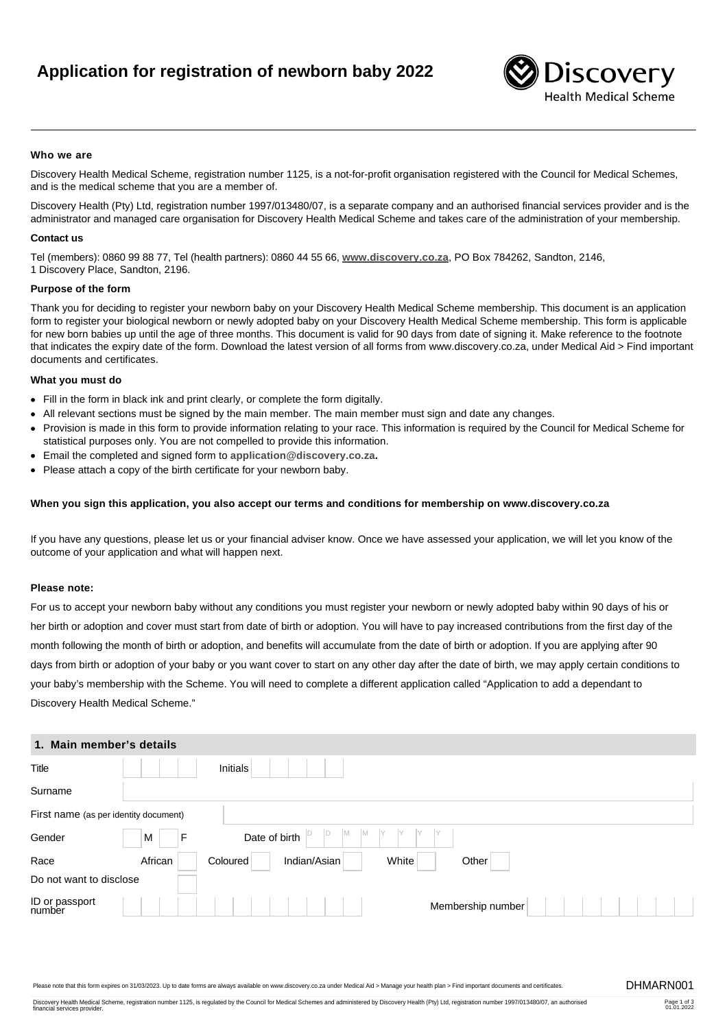# Application for registration of newborn baby 2022

Discovery Health Medical Scheme

**Who we are**

Discovery Health Medical Scheme, registration number 1125, is a not-for-profit organisation registered with the Council for Medical Schemes, and is the medical scheme that you are a member of.

Discovery Health (Pty) Ltd, registration number 1997/013480/07, is a separate company and an authorised financial services provider and is the administrator and managed care organisation for Discovery Health Medical Scheme and takes care of the administration of your membership.

**Contact us**

Tel (members): 0860 99 88 77, Tel (health partners): 0860 44 55 66, **www.discovery.co.za**, PO Box 784262, Sandton, 2146,
1 Discovery Place, Sandton, 2196.

**Purpose of the form**

Thank you for deciding to register your newborn baby on your Discovery Health Medical Scheme membership. This document is an application form to register your biological newborn or newly adopted baby on your Discovery Health Medical Scheme membership. This form is applicable for new born babies up until the age of three months. This document is valid for 90 days from date of signing it. Make reference to the footnote that indicates the expiry date of the form. Download the latest version of all forms from www.discovery.co.za, under Medical Aid > Find important documents and certificates.

**What you must do**

- Fill in the form in black ink and print clearly, or complete the form digitally.
- All relevant sections must be signed by the main member. The main member must sign and date any changes.
- Provision is made in this form to provide information relating to your race. This information is required by the Council for Medical Scheme for statistical purposes only. You are not compelled to provide this information.
- Email the completed and signed form to **application@discovery.co.za.**
- Please attach a copy of the birth certificate for your newborn baby.

**When you sign this application, you also accept our terms and conditions for membership on www.discovery.co.za**

If you have any questions, please let us or your financial adviser know. Once we have assessed your application, we will let you know of the outcome of your application and what will happen next.

**Please note:**

For us to accept your newborn baby without any conditions you must register your newborn or newly adopted baby within 90 days of his or her birth or adoption and cover must start from date of birth or adoption. You will have to pay increased contributions from the first day of the month following the month of birth or adoption, and benefits will accumulate from the date of birth or adoption. If you are applying after 90 days from birth or adoption of your baby or you want cover to start on any other day after the date of birth, we may apply certain conditions to your baby's membership with the Scheme. You will need to complete a different application called "Application to add a dependant to Discovery Health Medical Scheme."

## 1. Main member's details

| | | | | | | | | | |
|---|---|---|---|---|---|---|---|---|---|
| Title | | Initials | | | | | | | |
| Surname | | | | | | | | | |
| First name (as per identity document) | | | | | | | | | |
| Gender | M | F | Date of birth | D D M M Y Y Y Y | | | | | |
| Race | African | | Coloured | | Indian/Asian | | White | | Other |
| Do not want to disclose | | | | | | | | | |
| ID or passport number | | | | | Membership number | | | | |

Please note that this form expires on 31/03/2023. Up to date forms are always available on www.discovery.co.za under Medical Aid > Manage your health plan > Find important documents and certificates.

DHMARN001

Discovery Health Medical Scheme, registration number 1125, is regulated by the Council for Medical Schemes and administered by Discovery Health (Pty) Ltd, registration number 1997/013480/07, an authorised financial services provider.

01.01.2022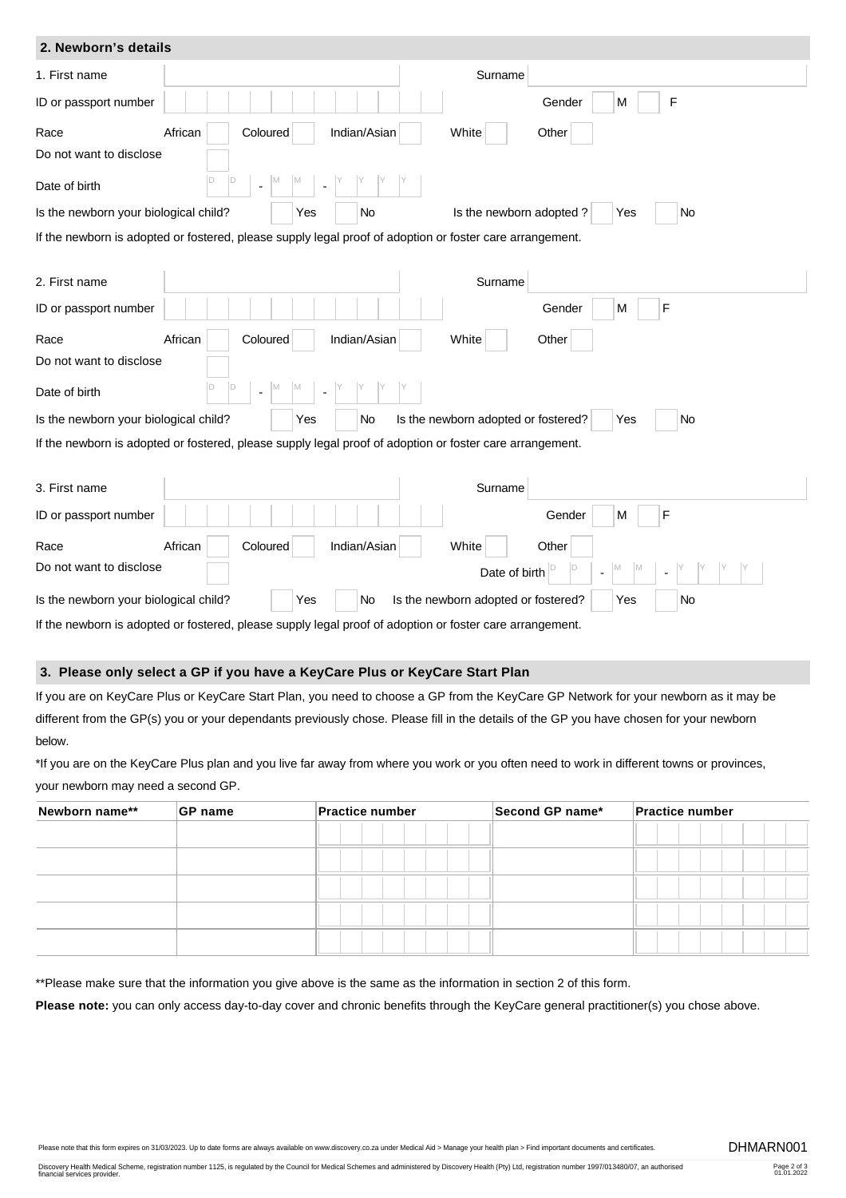## 2. Newborn's details

1. First name ______ Surname ______

ID or passport number ______ Gender M ☐ F ☐

Race: African ☐ Coloured ☐ Indian/Asian ☐ White ☐ Other ☐

Do not want to disclose ☐

Date of birth DD - MM - YYYY

Is the newborn your biological child? ☐ Yes ☐ No Is the newborn adopted ? ☐ Yes ☐ No

If the newborn is adopted or fostered, please supply legal proof of adoption or foster care arrangement.

2. First name ______ Surname ______

ID or passport number ______ Gender M ☐ F ☐

Race: African ☐ Coloured ☐ Indian/Asian ☐ White ☐ Other ☐

Do not want to disclose ☐

Date of birth DD - MM - YYYY

Is the newborn your biological child? ☐ Yes ☐ No Is the newborn adopted or fostered? ☐ Yes ☐ No

If the newborn is adopted or fostered, please supply legal proof of adoption or foster care arrangement.

3. First name ______ Surname ______

ID or passport number ______ Gender M ☐ F ☐

Race: African ☐ Coloured ☐ Indian/Asian ☐ White ☐ Other ☐

Do not want to disclose ☐ Date of birth DD - MM - YYYY

Is the newborn your biological child? ☐ Yes ☐ No Is the newborn adopted or fostered? ☐ Yes ☐ No

If the newborn is adopted or fostered, please supply legal proof of adoption or foster care arrangement.

## 3. Please only select a GP if you have a KeyCare Plus or KeyCare Start Plan

If you are on KeyCare Plus or KeyCare Start Plan, you need to choose a GP from the KeyCare GP Network for your newborn as it may be different from the GP(s) you or your dependants previously chose. Please fill in the details of the GP you have chosen for your newborn below.

*If you are on the KeyCare Plus plan and you live far away from where you work or you often need to work in different towns or provinces, your newborn may need a second GP.

| Newborn name** | GP name | Practice number | Second GP name* | Practice number |
|---|---|---|---|---|
| | | | | |
| | | | | |
| | | | | |
| | | | | |
| | | | | |

**Please make sure that the information you give above is the same as the information in section 2 of this form.

**Please note:** you can only access day-to-day cover and chronic benefits through the KeyCare general practitioner(s) you chose above.

Please note that this form expires on 31/03/2023. Up to date forms are always available on www.discovery.co.za under Medical Aid > Manage your health plan > Find important documents and certificates.

DHMARN001

Discovery Health Medical Scheme, registration number 1125, is regulated by the Council for Medical Schemes and administered by Discovery Health (Pty) Ltd, registration number 1997/013480/07, an authorised financial services provider.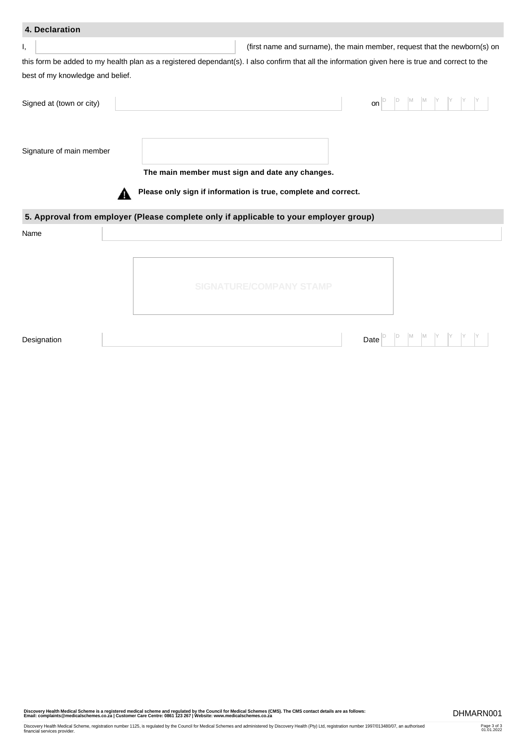## 4. Declaration

I, ______________________ (first name and surname), the main member, request that the newborn(s) on this form be added to my health plan as a registered dependant(s). I also confirm that all the information given here is true and correct to the best of my knowledge and belief.

Signed at (town or city) ______________________ on D D M M Y Y Y Y

Signature of main member ______________________

**The main member must sign and date any changes.**

**Please only sign if information is true, complete and correct.**

## 5. Approval from employer (Please complete only if applicable to your employer group)

Name ______________________

SIGNATURE/COMPANY STAMP

Designation ______________________ Date D D M M Y Y Y Y

**Discovery Health Medical Scheme is a registered medical scheme and regulated by the Council for Medical Schemes (CMS). The CMS contact details are as follows:**
**Email: complaints@medicalschemes.co.za | Customer Care Centre: 0861 123 267 | Website: www.medicalschemes.co.za**

DHMARN001

Discovery Health Medical Scheme, registration number 1125, is regulated by the Council for Medical Schemes and administered by Discovery Health (Pty) Ltd, registration number 1997/013480/07, an authorised financial services provider.

01.01.2022